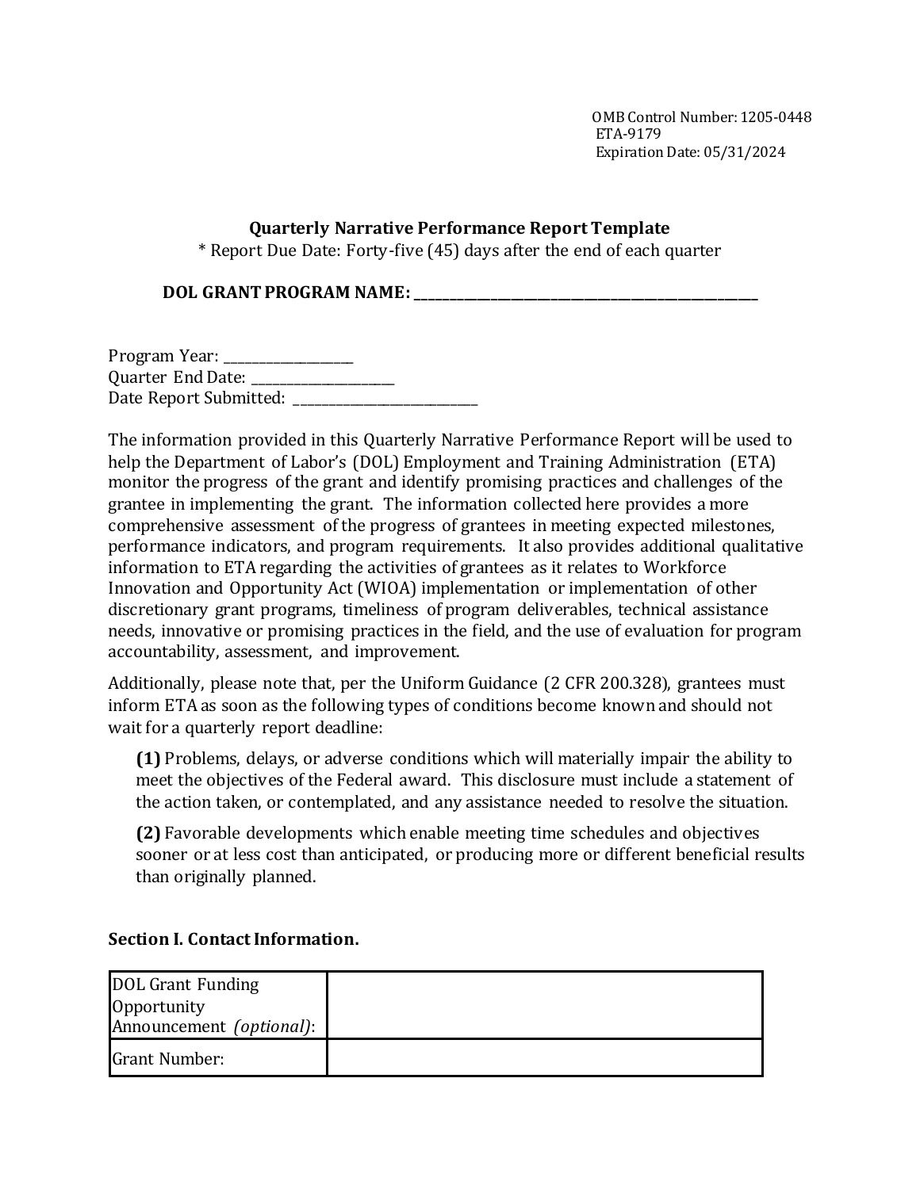OMB Control Number: 1205-0448
ETA-9179
Expiration Date: 05/31/2024

## Quarterly Narrative Performance Report Template

\* Report Due Date: Forty-five (45) days after the end of each quarter

**DOL GRANT PROGRAM NAME: ______________________________________________________**

Program Year: ___________________
Quarter End Date: _____________________
Date Report Submitted: ____________________________

The information provided in this Quarterly Narrative Performance Report will be used to help the Department of Labor's (DOL) Employment and Training Administration (ETA) monitor the progress of the grant and identify promising practices and challenges of the grantee in implementing the grant. The information collected here provides a more comprehensive assessment of the progress of grantees in meeting expected milestones, performance indicators, and program requirements. It also provides additional qualitative information to ETA regarding the activities of grantees as it relates to Workforce Innovation and Opportunity Act (WIOA) implementation or implementation of other discretionary grant programs, timeliness of program deliverables, technical assistance needs, innovative or promising practices in the field, and the use of evaluation for program accountability, assessment, and improvement.

Additionally, please note that, per the Uniform Guidance (2 CFR 200.328), grantees must inform ETA as soon as the following types of conditions become known and should not wait for a quarterly report deadline:

> **(1)** Problems, delays, or adverse conditions which will materially impair the ability to meet the objectives of the Federal award. This disclosure must include a statement of the action taken, or contemplated, and any assistance needed to resolve the situation.
>
> **(2)** Favorable developments which enable meeting time schedules and objectives sooner or at less cost than anticipated, or producing more or different beneficial results than originally planned.

### Section I. Contact Information.

| | |
|---|---|
| DOL Grant Funding Opportunity Announcement *(optional)*: | |
| Grant Number: | |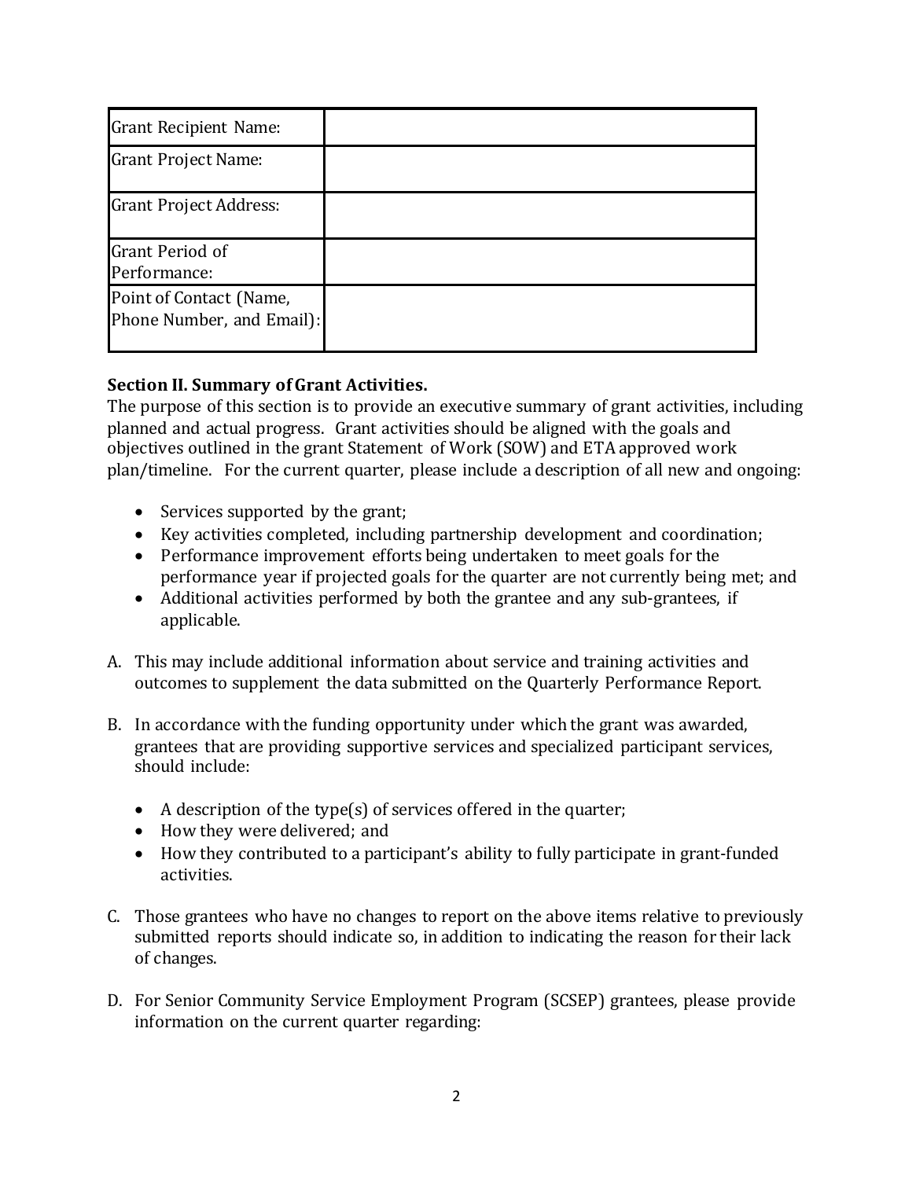| Grant Recipient Name: | |
|---|---|
| Grant Project Name: | |
| Grant Project Address: | |
| Grant Period of Performance: | |
| Point of Contact (Name, Phone Number, and Email): | |

**Section II. Summary of Grant Activities.**

The purpose of this section is to provide an executive summary of grant activities, including planned and actual progress. Grant activities should be aligned with the goals and objectives outlined in the grant Statement of Work (SOW) and ETA approved work plan/timeline. For the current quarter, please include a description of all new and ongoing:

- Services supported by the grant;
- Key activities completed, including partnership development and coordination;
- Performance improvement efforts being undertaken to meet goals for the performance year if projected goals for the quarter are not currently being met; and
- Additional activities performed by both the grantee and any sub-grantees, if applicable.

A. This may include additional information about service and training activities and outcomes to supplement the data submitted on the Quarterly Performance Report.

B. In accordance with the funding opportunity under which the grant was awarded, grantees that are providing supportive services and specialized participant services, should include:

- A description of the type(s) of services offered in the quarter;
- How they were delivered; and
- How they contributed to a participant's ability to fully participate in grant-funded activities.

C. Those grantees who have no changes to report on the above items relative to previously submitted reports should indicate so, in addition to indicating the reason for their lack of changes.

D. For Senior Community Service Employment Program (SCSEP) grantees, please provide information on the current quarter regarding: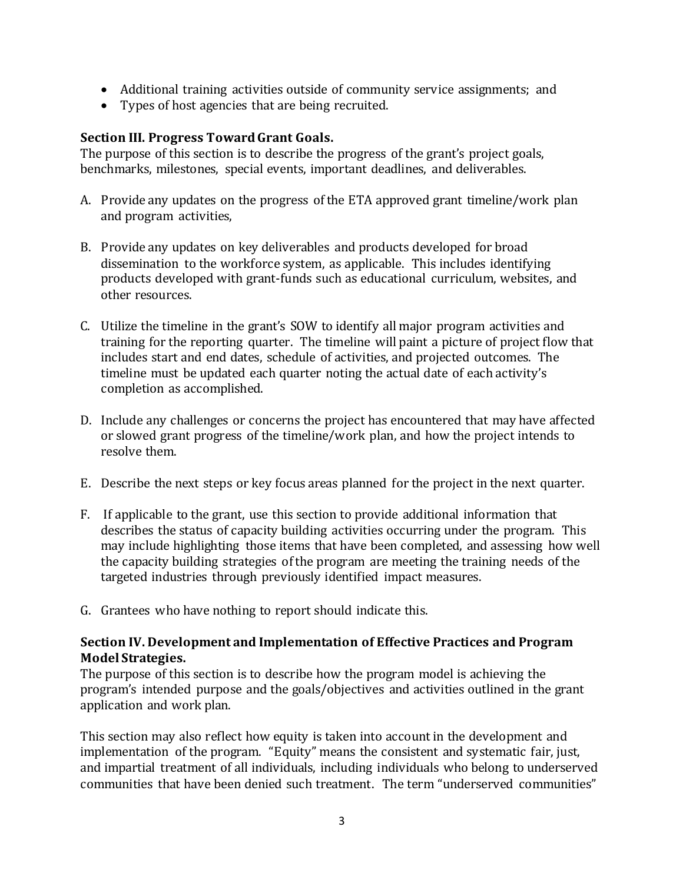- Additional training activities outside of community service assignments; and
- Types of host agencies that are being recruited.

**Section III. Progress Toward Grant Goals.**
The purpose of this section is to describe the progress of the grant's project goals, benchmarks, milestones, special events, important deadlines, and deliverables.

A. Provide any updates on the progress of the ETA approved grant timeline/work plan and program activities,

B. Provide any updates on key deliverables and products developed for broad dissemination to the workforce system, as applicable. This includes identifying products developed with grant-funds such as educational curriculum, websites, and other resources.

C. Utilize the timeline in the grant's SOW to identify all major program activities and training for the reporting quarter. The timeline will paint a picture of project flow that includes start and end dates, schedule of activities, and projected outcomes. The timeline must be updated each quarter noting the actual date of each activity's completion as accomplished.

D. Include any challenges or concerns the project has encountered that may have affected or slowed grant progress of the timeline/work plan, and how the project intends to resolve them.

E. Describe the next steps or key focus areas planned for the project in the next quarter.

F. If applicable to the grant, use this section to provide additional information that describes the status of capacity building activities occurring under the program. This may include highlighting those items that have been completed, and assessing how well the capacity building strategies of the program are meeting the training needs of the targeted industries through previously identified impact measures.

G. Grantees who have nothing to report should indicate this.

**Section IV. Development and Implementation of Effective Practices and Program Model Strategies.**
The purpose of this section is to describe how the program model is achieving the program's intended purpose and the goals/objectives and activities outlined in the grant application and work plan.

This section may also reflect how equity is taken into account in the development and implementation of the program. "Equity" means the consistent and systematic fair, just, and impartial treatment of all individuals, including individuals who belong to underserved communities that have been denied such treatment. The term "underserved communities"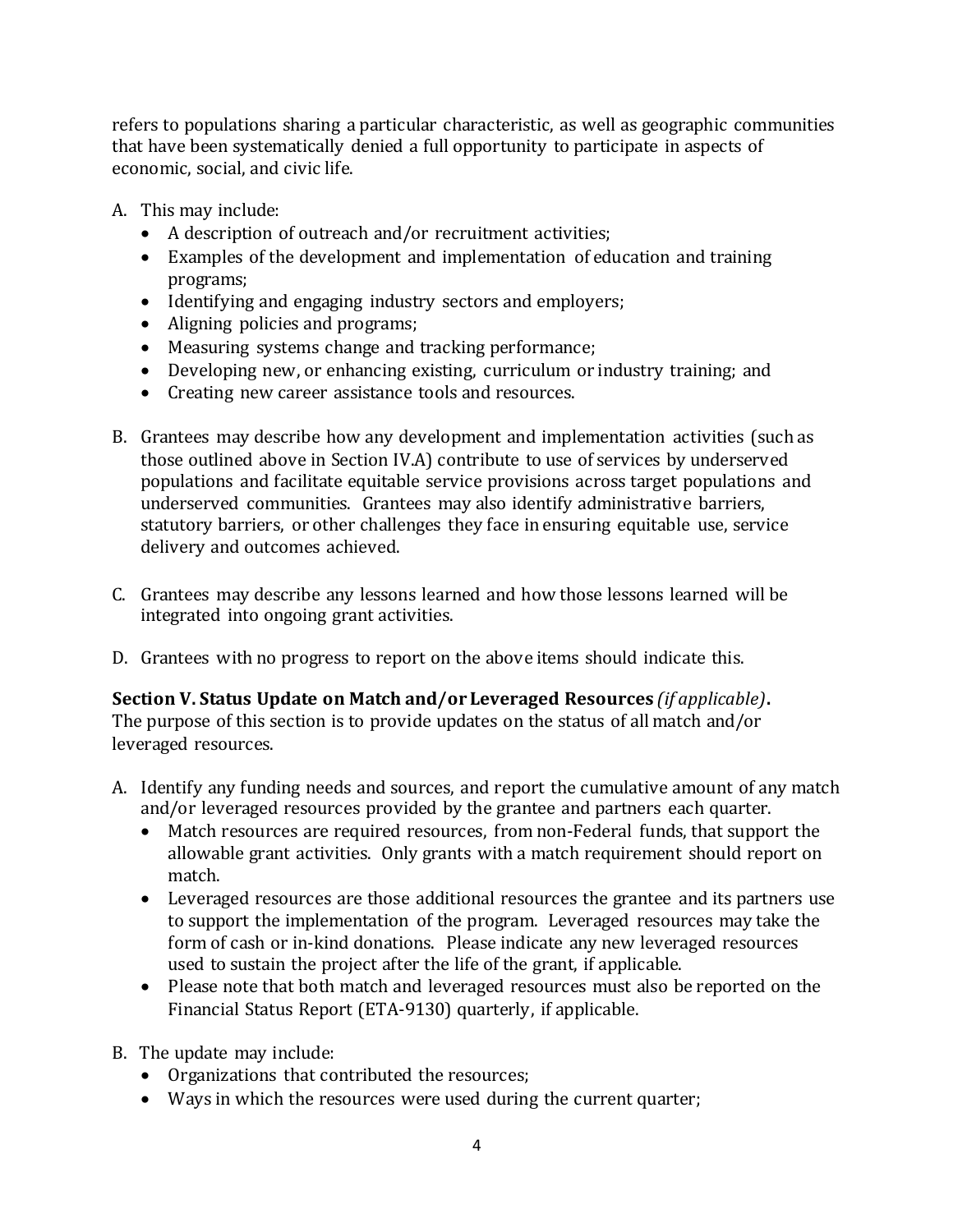refers to populations sharing a particular characteristic, as well as geographic communities that have been systematically denied a full opportunity to participate in aspects of economic, social, and civic life.

A. This may include:
   - A description of outreach and/or recruitment activities;
   - Examples of the development and implementation of education and training programs;
   - Identifying and engaging industry sectors and employers;
   - Aligning policies and programs;
   - Measuring systems change and tracking performance;
   - Developing new, or enhancing existing, curriculum or industry training; and
   - Creating new career assistance tools and resources.

B. Grantees may describe how any development and implementation activities (such as those outlined above in Section IV.A) contribute to use of services by underserved populations and facilitate equitable service provisions across target populations and underserved communities. Grantees may also identify administrative barriers, statutory barriers, or other challenges they face in ensuring equitable use, service delivery and outcomes achieved.

C. Grantees may describe any lessons learned and how those lessons learned will be integrated into ongoing grant activities.

D. Grantees with no progress to report on the above items should indicate this.

**Section V. Status Update on Match and/or Leveraged Resources** *(if applicable)***.**
The purpose of this section is to provide updates on the status of all match and/or leveraged resources.

A. Identify any funding needs and sources, and report the cumulative amount of any match and/or leveraged resources provided by the grantee and partners each quarter.
   - Match resources are required resources, from non-Federal funds, that support the allowable grant activities. Only grants with a match requirement should report on match.
   - Leveraged resources are those additional resources the grantee and its partners use to support the implementation of the program. Leveraged resources may take the form of cash or in-kind donations. Please indicate any new leveraged resources used to sustain the project after the life of the grant, if applicable.
   - Please note that both match and leveraged resources must also be reported on the Financial Status Report (ETA-9130) quarterly, if applicable.

B. The update may include:
   - Organizations that contributed the resources;
   - Ways in which the resources were used during the current quarter;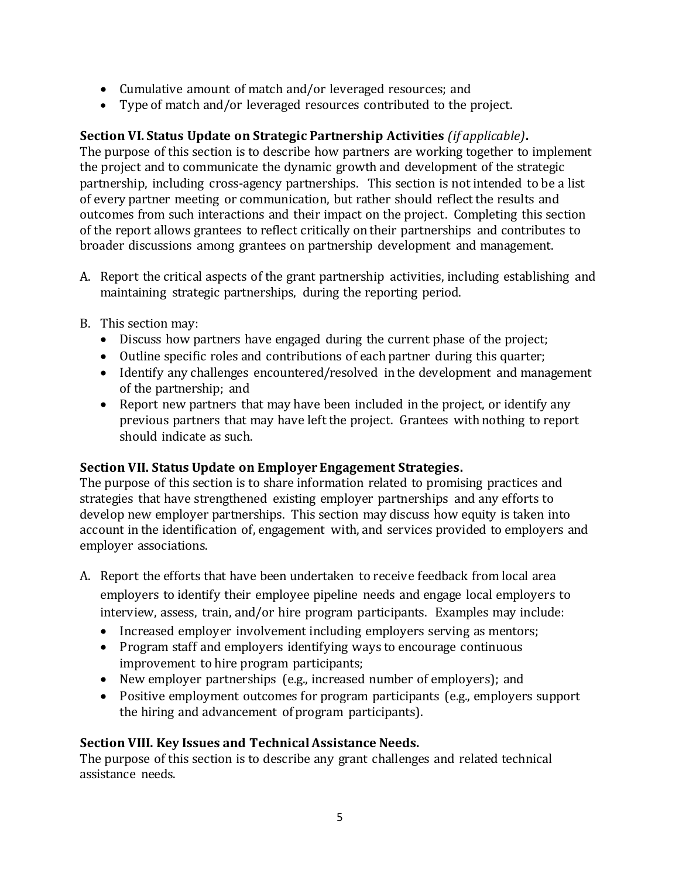- Cumulative amount of match and/or leveraged resources; and
- Type of match and/or leveraged resources contributed to the project.

**Section VI. Status Update on Strategic Partnership Activities** *(if applicable)***.**
The purpose of this section is to describe how partners are working together to implement the project and to communicate the dynamic growth and development of the strategic partnership, including cross-agency partnerships. This section is not intended to be a list of every partner meeting or communication, but rather should reflect the results and outcomes from such interactions and their impact on the project. Completing this section of the report allows grantees to reflect critically on their partnerships and contributes to broader discussions among grantees on partnership development and management.

A. Report the critical aspects of the grant partnership activities, including establishing and maintaining strategic partnerships, during the reporting period.

B. This section may:
   - Discuss how partners have engaged during the current phase of the project;
   - Outline specific roles and contributions of each partner during this quarter;
   - Identify any challenges encountered/resolved in the development and management of the partnership; and
   - Report new partners that may have been included in the project, or identify any previous partners that may have left the project. Grantees with nothing to report should indicate as such.

**Section VII. Status Update on Employer Engagement Strategies.**
The purpose of this section is to share information related to promising practices and strategies that have strengthened existing employer partnerships and any efforts to develop new employer partnerships. This section may discuss how equity is taken into account in the identification of, engagement with, and services provided to employers and employer associations.

A. Report the efforts that have been undertaken to receive feedback from local area employers to identify their employee pipeline needs and engage local employers to interview, assess, train, and/or hire program participants. Examples may include:
   - Increased employer involvement including employers serving as mentors;
   - Program staff and employers identifying ways to encourage continuous improvement to hire program participants;
   - New employer partnerships (e.g., increased number of employers); and
   - Positive employment outcomes for program participants (e.g., employers support the hiring and advancement of program participants).

**Section VIII. Key Issues and Technical Assistance Needs.**
The purpose of this section is to describe any grant challenges and related technical assistance needs.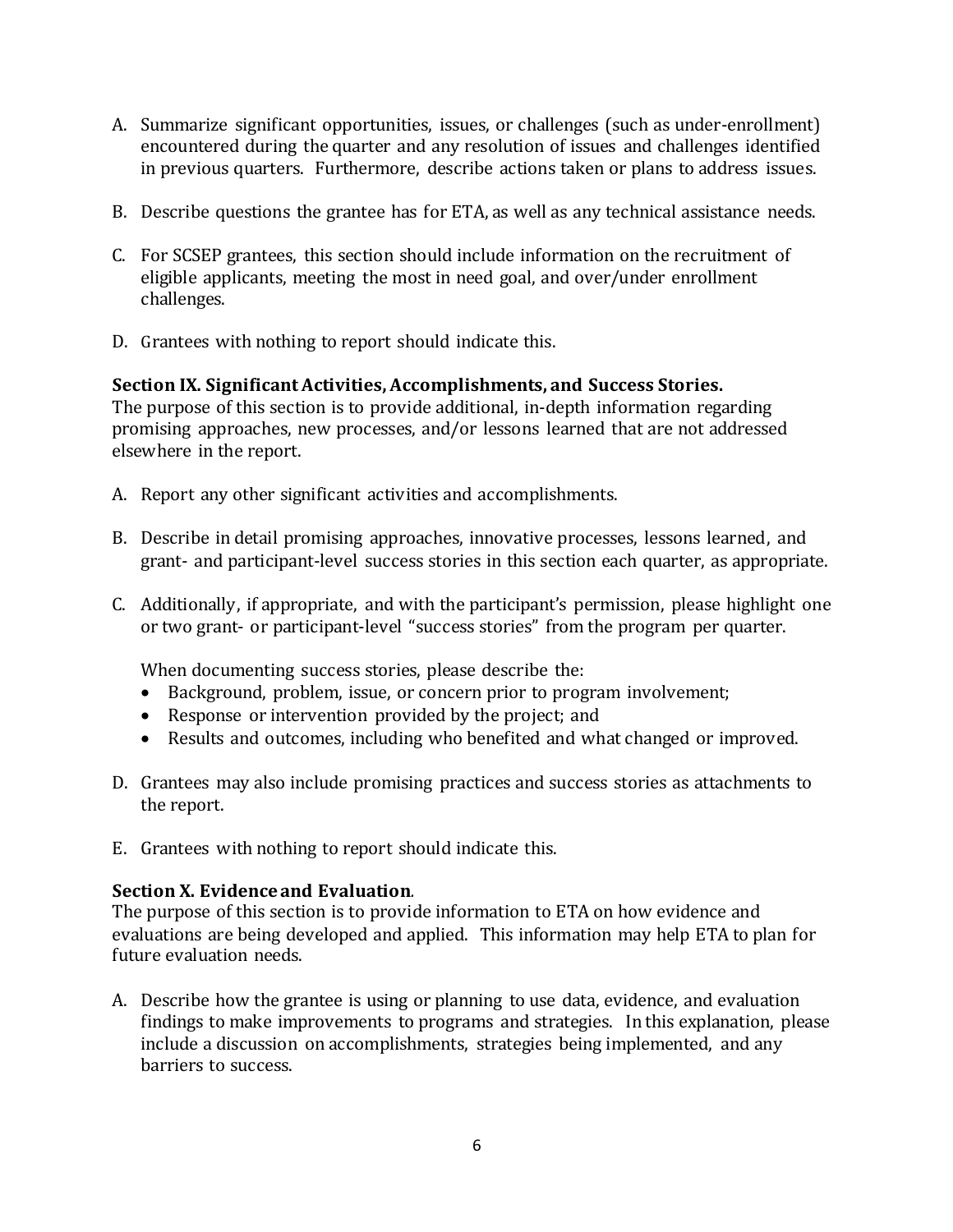A. Summarize significant opportunities, issues, or challenges (such as under-enrollment) encountered during the quarter and any resolution of issues and challenges identified in previous quarters. Furthermore, describe actions taken or plans to address issues.

B. Describe questions the grantee has for ETA, as well as any technical assistance needs.

C. For SCSEP grantees, this section should include information on the recruitment of eligible applicants, meeting the most in need goal, and over/under enrollment challenges.

D. Grantees with nothing to report should indicate this.

**Section IX. Significant Activities, Accomplishments, and Success Stories.**
The purpose of this section is to provide additional, in-depth information regarding promising approaches, new processes, and/or lessons learned that are not addressed elsewhere in the report.

A. Report any other significant activities and accomplishments.

B. Describe in detail promising approaches, innovative processes, lessons learned, and grant- and participant-level success stories in this section each quarter, as appropriate.

C. Additionally, if appropriate, and with the participant's permission, please highlight one or two grant- or participant-level "success stories" from the program per quarter.

   When documenting success stories, please describe the:
   - Background, problem, issue, or concern prior to program involvement;
   - Response or intervention provided by the project; and
   - Results and outcomes, including who benefited and what changed or improved.

D. Grantees may also include promising practices and success stories as attachments to the report.

E. Grantees with nothing to report should indicate this.

**Section X. Evidence and Evaluation**.
The purpose of this section is to provide information to ETA on how evidence and evaluations are being developed and applied. This information may help ETA to plan for future evaluation needs.

A. Describe how the grantee is using or planning to use data, evidence, and evaluation findings to make improvements to programs and strategies. In this explanation, please include a discussion on accomplishments, strategies being implemented, and any barriers to success.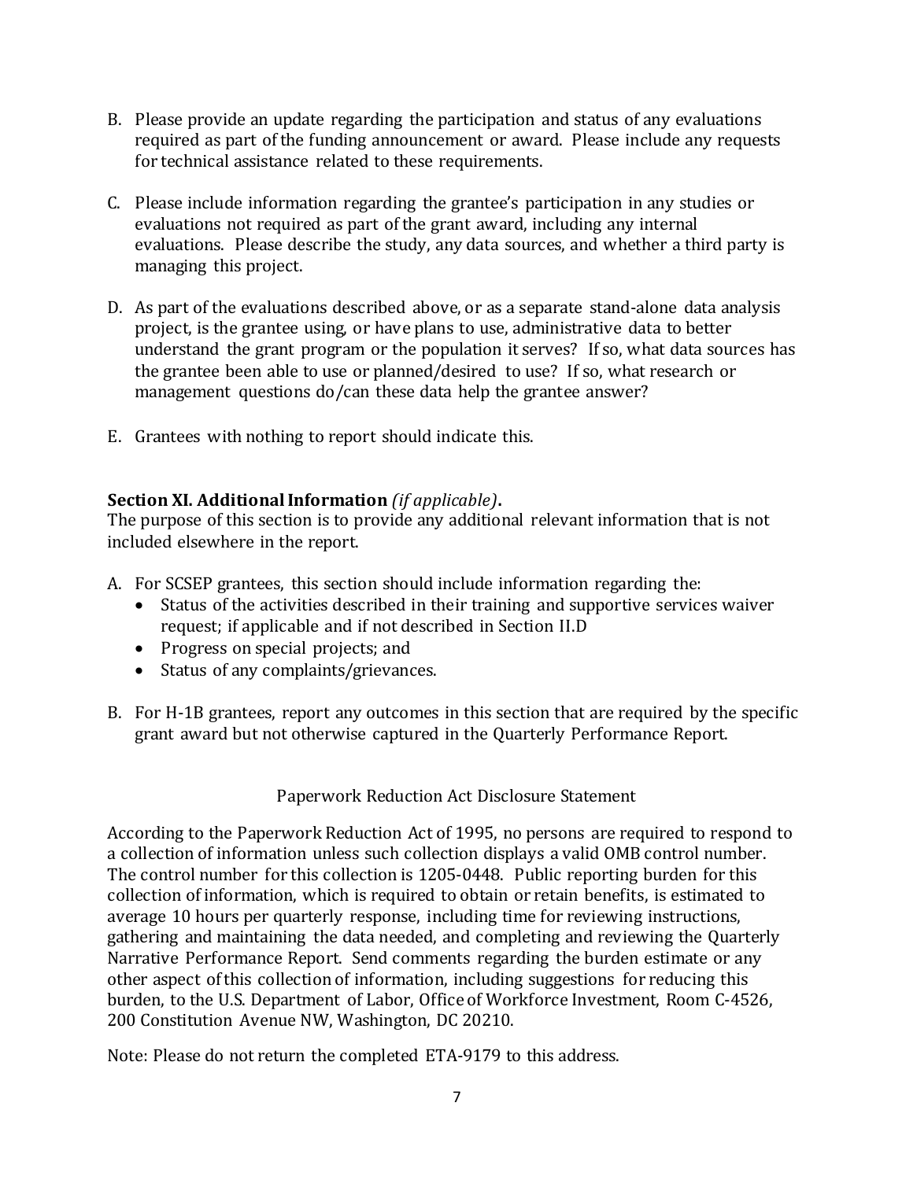B. Please provide an update regarding the participation and status of any evaluations required as part of the funding announcement or award. Please include any requests for technical assistance related to these requirements.

C. Please include information regarding the grantee's participation in any studies or evaluations not required as part of the grant award, including any internal evaluations. Please describe the study, any data sources, and whether a third party is managing this project.

D. As part of the evaluations described above, or as a separate stand-alone data analysis project, is the grantee using, or have plans to use, administrative data to better understand the grant program or the population it serves? If so, what data sources has the grantee been able to use or planned/desired to use? If so, what research or management questions do/can these data help the grantee answer?

E. Grantees with nothing to report should indicate this.

**Section XI. Additional Information** *(if applicable)***.**
The purpose of this section is to provide any additional relevant information that is not included elsewhere in the report.

A. For SCSEP grantees, this section should include information regarding the:
   - Status of the activities described in their training and supportive services waiver request; if applicable and if not described in Section II.D
   - Progress on special projects; and
   - Status of any complaints/grievances.

B. For H-1B grantees, report any outcomes in this section that are required by the specific grant award but not otherwise captured in the Quarterly Performance Report.

Paperwork Reduction Act Disclosure Statement

According to the Paperwork Reduction Act of 1995, no persons are required to respond to a collection of information unless such collection displays a valid OMB control number. The control number for this collection is 1205-0448. Public reporting burden for this collection of information, which is required to obtain or retain benefits, is estimated to average 10 hours per quarterly response, including time for reviewing instructions, gathering and maintaining the data needed, and completing and reviewing the Quarterly Narrative Performance Report. Send comments regarding the burden estimate or any other aspect of this collection of information, including suggestions for reducing this burden, to the U.S. Department of Labor, Office of Workforce Investment, Room C-4526, 200 Constitution Avenue NW, Washington, DC 20210.

Note: Please do not return the completed ETA-9179 to this address.